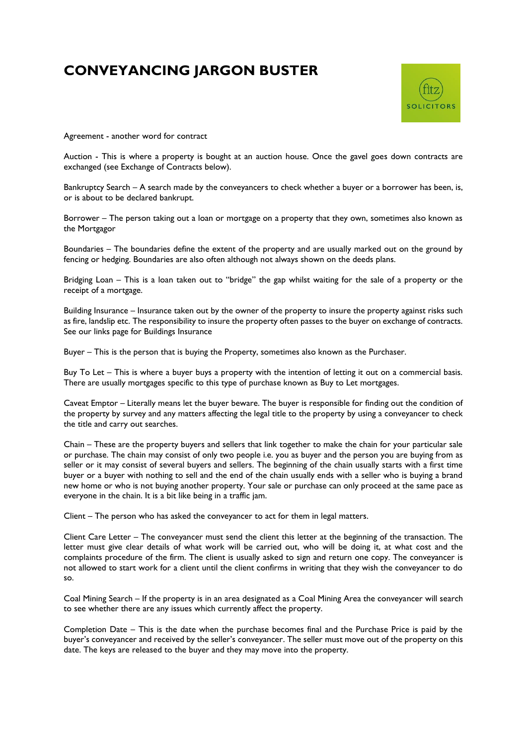# CONVEYANCING JARGON BUSTER

fitz SOLICITORS

Agreement - another word for contract

Auction - This is where a property is bought at an auction house. Once the gavel goes down contracts are exchanged (see Exchange of Contracts below).

Bankruptcy Search – A search made by the conveyancers to check whether a buyer or a borrower has been, is, or is about to be declared bankrupt.

Borrower – The person taking out a loan or mortgage on a property that they own, sometimes also known as the Mortgagor

Boundaries – The boundaries define the extent of the property and are usually marked out on the ground by fencing or hedging. Boundaries are also often although not always shown on the deeds plans.

Bridging Loan – This is a loan taken out to "bridge" the gap whilst waiting for the sale of a property or the receipt of a mortgage.

Building Insurance – Insurance taken out by the owner of the property to insure the property against risks such as fire, landslip etc. The responsibility to insure the property often passes to the buyer on exchange of contracts. See our links page for Buildings Insurance

Buyer – This is the person that is buying the Property, sometimes also known as the Purchaser.

Buy To Let – This is where a buyer buys a property with the intention of letting it out on a commercial basis. There are usually mortgages specific to this type of purchase known as Buy to Let mortgages.

Caveat Emptor – Literally means let the buyer beware. The buyer is responsible for finding out the condition of the property by survey and any matters affecting the legal title to the property by using a conveyancer to check the title and carry out searches.

Chain – These are the property buyers and sellers that link together to make the chain for your particular sale or purchase. The chain may consist of only two people i.e. you as buyer and the person you are buying from as seller or it may consist of several buyers and sellers. The beginning of the chain usually starts with a first time buyer or a buyer with nothing to sell and the end of the chain usually ends with a seller who is buying a brand new home or who is not buying another property. Your sale or purchase can only proceed at the same pace as everyone in the chain. It is a bit like being in a traffic jam.

Client – The person who has asked the conveyancer to act for them in legal matters.

Client Care Letter – The conveyancer must send the client this letter at the beginning of the transaction. The letter must give clear details of what work will be carried out, who will be doing it, at what cost and the complaints procedure of the firm. The client is usually asked to sign and return one copy. The conveyancer is not allowed to start work for a client until the client confirms in writing that they wish the conveyancer to do so.

Coal Mining Search – If the property is in an area designated as a Coal Mining Area the conveyancer will search to see whether there are any issues which currently affect the property.

Completion Date – This is the date when the purchase becomes final and the Purchase Price is paid by the buyer's conveyancer and received by the seller's conveyancer. The seller must move out of the property on this date. The keys are released to the buyer and they may move into the property.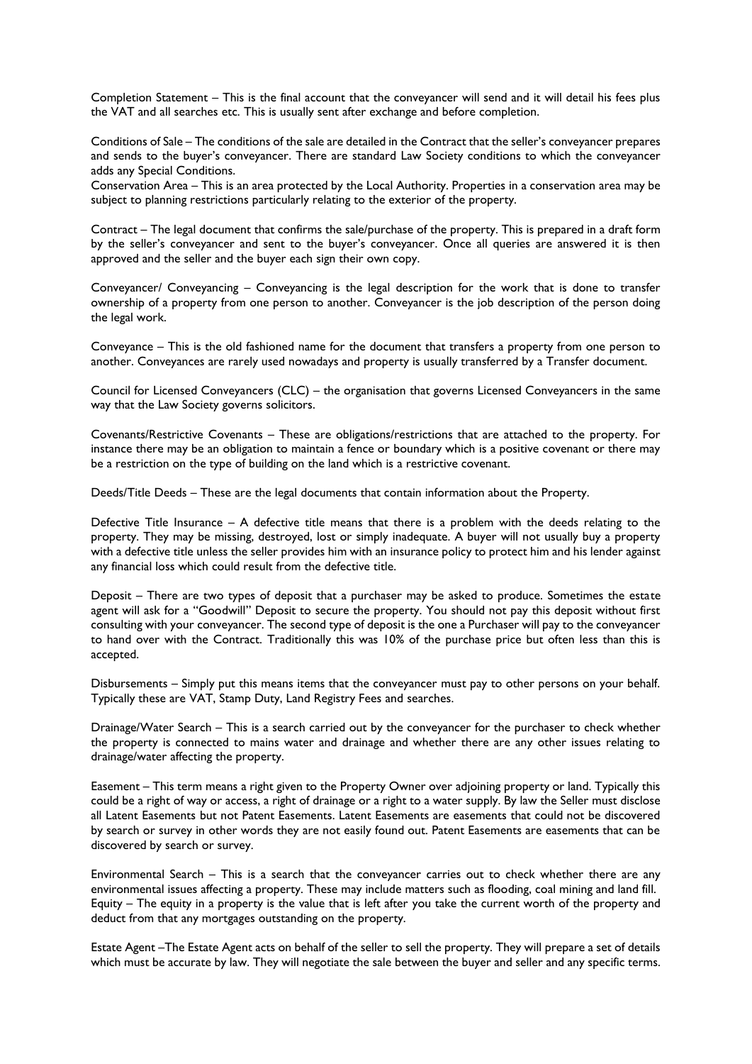Completion Statement – This is the final account that the conveyancer will send and it will detail his fees plus the VAT and all searches etc. This is usually sent after exchange and before completion.

Conditions of Sale – The conditions of the sale are detailed in the Contract that the seller's conveyancer prepares and sends to the buyer's conveyancer. There are standard Law Society conditions to which the conveyancer adds any Special Conditions.

Conservation Area – This is an area protected by the Local Authority. Properties in a conservation area may be subject to planning restrictions particularly relating to the exterior of the property.

Contract – The legal document that confirms the sale/purchase of the property. This is prepared in a draft form by the seller's conveyancer and sent to the buyer's conveyancer. Once all queries are answered it is then approved and the seller and the buyer each sign their own copy.

Conveyancer/ Conveyancing – Conveyancing is the legal description for the work that is done to transfer ownership of a property from one person to another. Conveyancer is the job description of the person doing the legal work.

Conveyance – This is the old fashioned name for the document that transfers a property from one person to another. Conveyances are rarely used nowadays and property is usually transferred by a Transfer document.

Council for Licensed Conveyancers (CLC) – the organisation that governs Licensed Conveyancers in the same way that the Law Society governs solicitors.

Covenants/Restrictive Covenants – These are obligations/restrictions that are attached to the property. For instance there may be an obligation to maintain a fence or boundary which is a positive covenant or there may be a restriction on the type of building on the land which is a restrictive covenant.

Deeds/Title Deeds – These are the legal documents that contain information about the Property.

Defective Title Insurance – A defective title means that there is a problem with the deeds relating to the property. They may be missing, destroyed, lost or simply inadequate. A buyer will not usually buy a property with a defective title unless the seller provides him with an insurance policy to protect him and his lender against any financial loss which could result from the defective title.

Deposit – There are two types of deposit that a purchaser may be asked to produce. Sometimes the estate agent will ask for a "Goodwill" Deposit to secure the property. You should not pay this deposit without first consulting with your conveyancer. The second type of deposit is the one a Purchaser will pay to the conveyancer to hand over with the Contract. Traditionally this was 10% of the purchase price but often less than this is accepted.

Disbursements – Simply put this means items that the conveyancer must pay to other persons on your behalf. Typically these are VAT, Stamp Duty, Land Registry Fees and searches.

Drainage/Water Search – This is a search carried out by the conveyancer for the purchaser to check whether the property is connected to mains water and drainage and whether there are any other issues relating to drainage/water affecting the property.

Easement – This term means a right given to the Property Owner over adjoining property or land. Typically this could be a right of way or access, a right of drainage or a right to a water supply. By law the Seller must disclose all Latent Easements but not Patent Easements. Latent Easements are easements that could not be discovered by search or survey in other words they are not easily found out. Patent Easements are easements that can be discovered by search or survey.

Environmental Search – This is a search that the conveyancer carries out to check whether there are any environmental issues affecting a property. These may include matters such as flooding, coal mining and land fill.

Equity – The equity in a property is the value that is left after you take the current worth of the property and deduct from that any mortgages outstanding on the property.

Estate Agent –The Estate Agent acts on behalf of the seller to sell the property. They will prepare a set of details which must be accurate by law. They will negotiate the sale between the buyer and seller and any specific terms.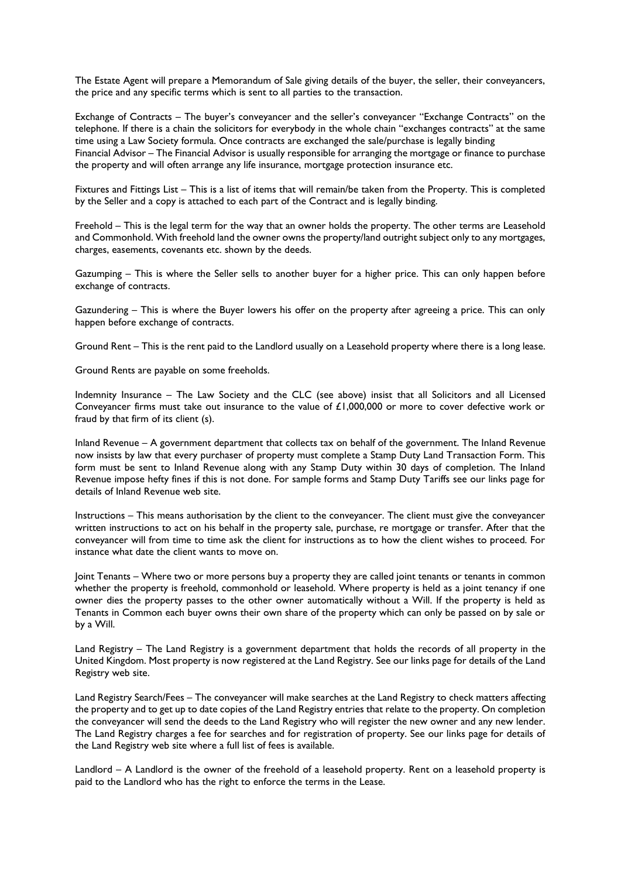The Estate Agent will prepare a Memorandum of Sale giving details of the buyer, the seller, their conveyancers, the price and any specific terms which is sent to all parties to the transaction.

Exchange of Contracts – The buyer's conveyancer and the seller's conveyancer "Exchange Contracts" on the telephone. If there is a chain the solicitors for everybody in the whole chain "exchanges contracts" at the same time using a Law Society formula. Once contracts are exchanged the sale/purchase is legally binding
Financial Advisor – The Financial Advisor is usually responsible for arranging the mortgage or finance to purchase the property and will often arrange any life insurance, mortgage protection insurance etc.

Fixtures and Fittings List – This is a list of items that will remain/be taken from the Property. This is completed by the Seller and a copy is attached to each part of the Contract and is legally binding.

Freehold – This is the legal term for the way that an owner holds the property. The other terms are Leasehold and Commonhold. With freehold land the owner owns the property/land outright subject only to any mortgages, charges, easements, covenants etc. shown by the deeds.

Gazumping – This is where the Seller sells to another buyer for a higher price. This can only happen before exchange of contracts.

Gazundering – This is where the Buyer lowers his offer on the property after agreeing a price. This can only happen before exchange of contracts.

Ground Rent – This is the rent paid to the Landlord usually on a Leasehold property where there is a long lease.

Ground Rents are payable on some freeholds.

Indemnity Insurance – The Law Society and the CLC (see above) insist that all Solicitors and all Licensed Conveyancer firms must take out insurance to the value of £1,000,000 or more to cover defective work or fraud by that firm of its client (s).

Inland Revenue – A government department that collects tax on behalf of the government. The Inland Revenue now insists by law that every purchaser of property must complete a Stamp Duty Land Transaction Form. This form must be sent to Inland Revenue along with any Stamp Duty within 30 days of completion. The Inland Revenue impose hefty fines if this is not done. For sample forms and Stamp Duty Tariffs see our links page for details of Inland Revenue web site.

Instructions – This means authorisation by the client to the conveyancer. The client must give the conveyancer written instructions to act on his behalf in the property sale, purchase, re mortgage or transfer. After that the conveyancer will from time to time ask the client for instructions as to how the client wishes to proceed. For instance what date the client wants to move on.

Joint Tenants – Where two or more persons buy a property they are called joint tenants or tenants in common whether the property is freehold, commonhold or leasehold. Where property is held as a joint tenancy if one owner dies the property passes to the other owner automatically without a Will. If the property is held as Tenants in Common each buyer owns their own share of the property which can only be passed on by sale or by a Will.

Land Registry – The Land Registry is a government department that holds the records of all property in the United Kingdom. Most property is now registered at the Land Registry. See our links page for details of the Land Registry web site.

Land Registry Search/Fees – The conveyancer will make searches at the Land Registry to check matters affecting the property and to get up to date copies of the Land Registry entries that relate to the property. On completion the conveyancer will send the deeds to the Land Registry who will register the new owner and any new lender. The Land Registry charges a fee for searches and for registration of property. See our links page for details of the Land Registry web site where a full list of fees is available.

Landlord – A Landlord is the owner of the freehold of a leasehold property. Rent on a leasehold property is paid to the Landlord who has the right to enforce the terms in the Lease.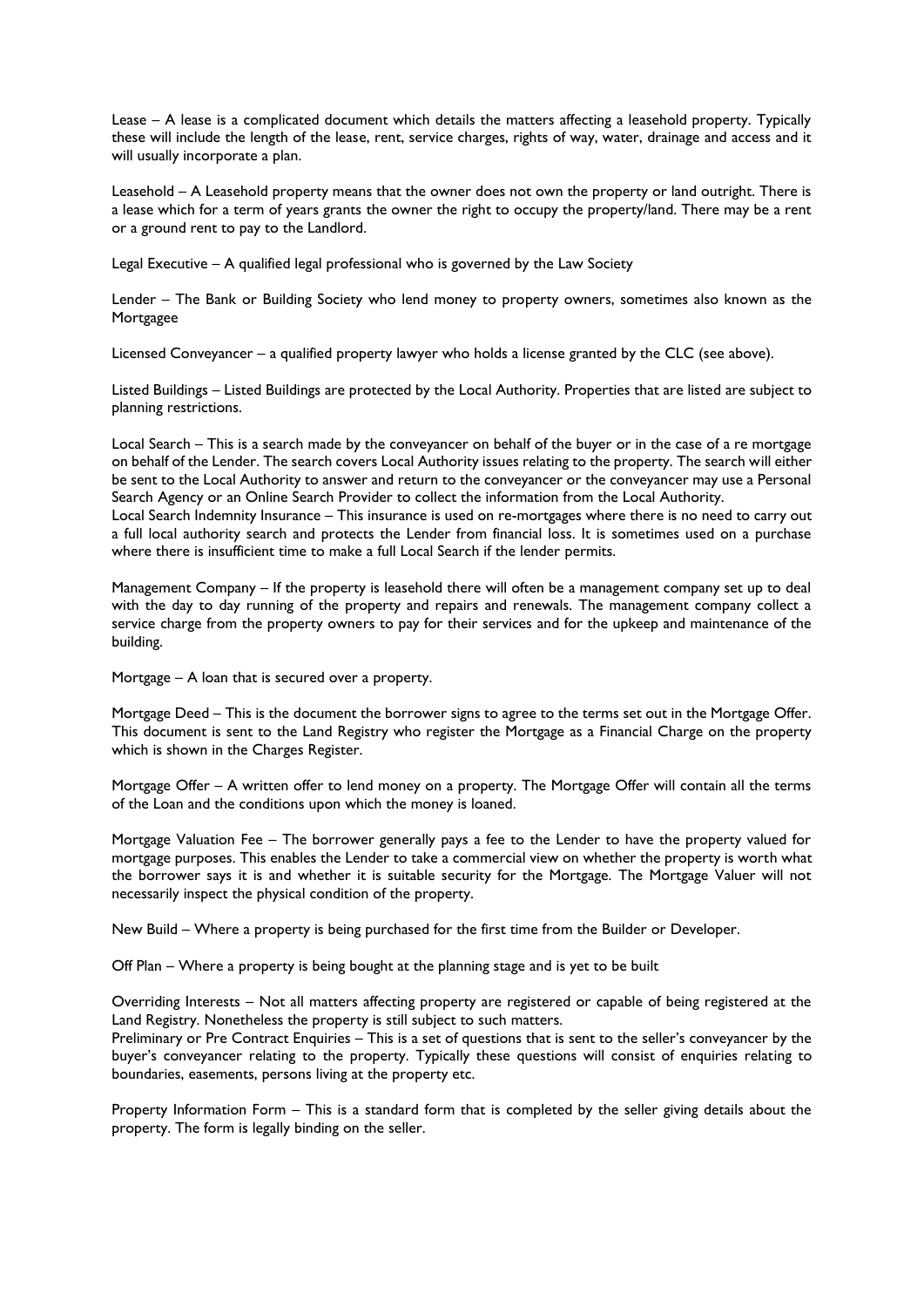Lease – A lease is a complicated document which details the matters affecting a leasehold property. Typically these will include the length of the lease, rent, service charges, rights of way, water, drainage and access and it will usually incorporate a plan.

Leasehold – A Leasehold property means that the owner does not own the property or land outright. There is a lease which for a term of years grants the owner the right to occupy the property/land. There may be a rent or a ground rent to pay to the Landlord.

Legal Executive – A qualified legal professional who is governed by the Law Society

Lender – The Bank or Building Society who lend money to property owners, sometimes also known as the Mortgagee

Licensed Conveyancer – a qualified property lawyer who holds a license granted by the CLC (see above).

Listed Buildings – Listed Buildings are protected by the Local Authority. Properties that are listed are subject to planning restrictions.

Local Search – This is a search made by the conveyancer on behalf of the buyer or in the case of a re mortgage on behalf of the Lender. The search covers Local Authority issues relating to the property. The search will either be sent to the Local Authority to answer and return to the conveyancer or the conveyancer may use a Personal Search Agency or an Online Search Provider to collect the information from the Local Authority.
Local Search Indemnity Insurance – This insurance is used on re-mortgages where there is no need to carry out a full local authority search and protects the Lender from financial loss. It is sometimes used on a purchase where there is insufficient time to make a full Local Search if the lender permits.

Management Company – If the property is leasehold there will often be a management company set up to deal with the day to day running of the property and repairs and renewals. The management company collect a service charge from the property owners to pay for their services and for the upkeep and maintenance of the building.

Mortgage – A loan that is secured over a property.

Mortgage Deed – This is the document the borrower signs to agree to the terms set out in the Mortgage Offer. This document is sent to the Land Registry who register the Mortgage as a Financial Charge on the property which is shown in the Charges Register.

Mortgage Offer – A written offer to lend money on a property. The Mortgage Offer will contain all the terms of the Loan and the conditions upon which the money is loaned.

Mortgage Valuation Fee – The borrower generally pays a fee to the Lender to have the property valued for mortgage purposes. This enables the Lender to take a commercial view on whether the property is worth what the borrower says it is and whether it is suitable security for the Mortgage. The Mortgage Valuer will not necessarily inspect the physical condition of the property.

New Build – Where a property is being purchased for the first time from the Builder or Developer.

Off Plan – Where a property is being bought at the planning stage and is yet to be built

Overriding Interests – Not all matters affecting property are registered or capable of being registered at the Land Registry. Nonetheless the property is still subject to such matters.
Preliminary or Pre Contract Enquiries – This is a set of questions that is sent to the seller's conveyancer by the buyer's conveyancer relating to the property. Typically these questions will consist of enquiries relating to boundaries, easements, persons living at the property etc.

Property Information Form – This is a standard form that is completed by the seller giving details about the property. The form is legally binding on the seller.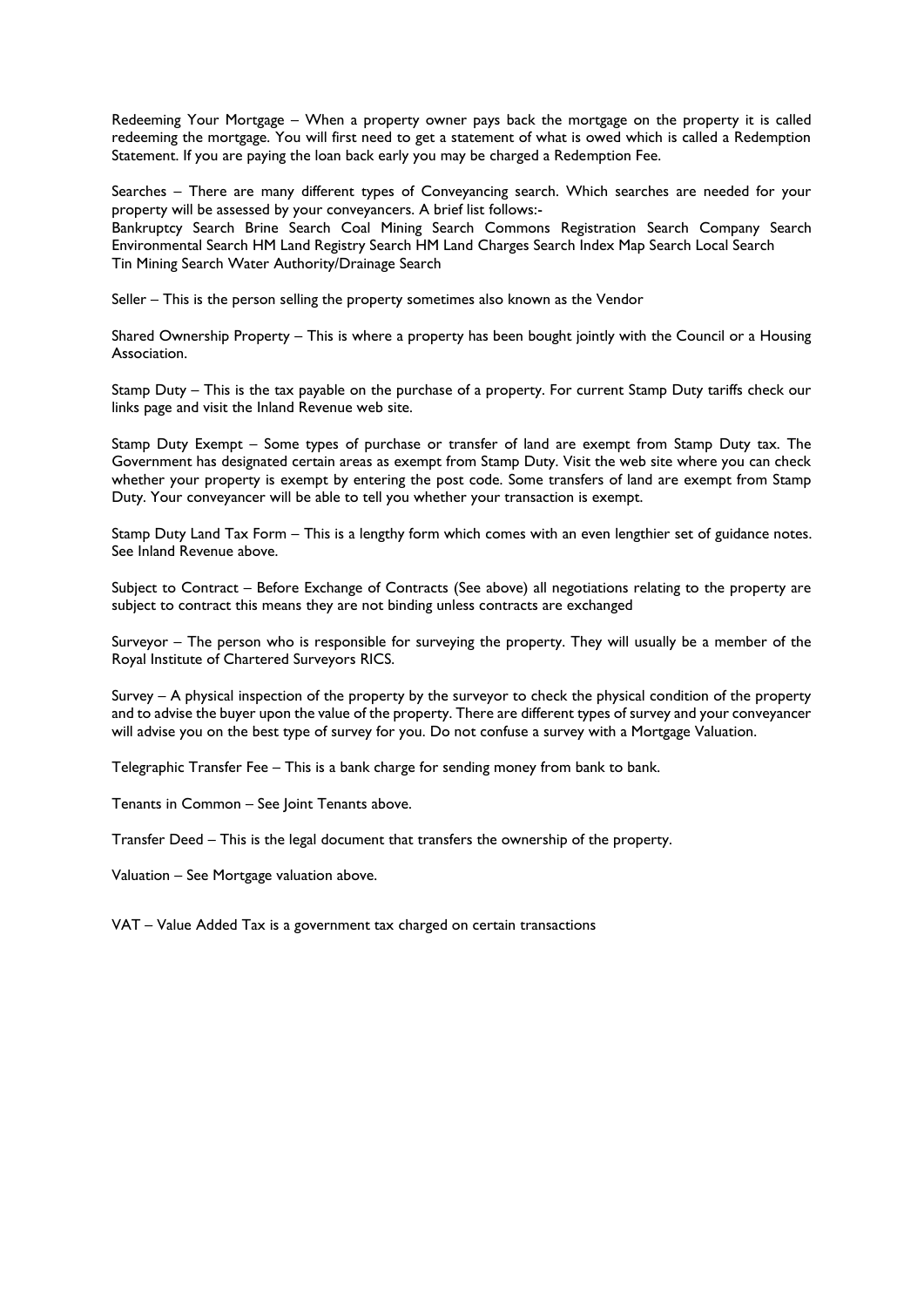Redeeming Your Mortgage – When a property owner pays back the mortgage on the property it is called redeeming the mortgage. You will first need to get a statement of what is owed which is called a Redemption Statement. If you are paying the loan back early you may be charged a Redemption Fee.

Searches – There are many different types of Conveyancing search. Which searches are needed for your property will be assessed by your conveyancers. A brief list follows:-
Bankruptcy Search Brine Search Coal Mining Search Commons Registration Search Company Search Environmental Search HM Land Registry Search HM Land Charges Search Index Map Search Local Search Tin Mining Search Water Authority/Drainage Search

Seller – This is the person selling the property sometimes also known as the Vendor

Shared Ownership Property – This is where a property has been bought jointly with the Council or a Housing Association.

Stamp Duty – This is the tax payable on the purchase of a property. For current Stamp Duty tariffs check our links page and visit the Inland Revenue web site.

Stamp Duty Exempt – Some types of purchase or transfer of land are exempt from Stamp Duty tax. The Government has designated certain areas as exempt from Stamp Duty. Visit the web site where you can check whether your property is exempt by entering the post code. Some transfers of land are exempt from Stamp Duty. Your conveyancer will be able to tell you whether your transaction is exempt.

Stamp Duty Land Tax Form – This is a lengthy form which comes with an even lengthier set of guidance notes. See Inland Revenue above.

Subject to Contract – Before Exchange of Contracts (See above) all negotiations relating to the property are subject to contract this means they are not binding unless contracts are exchanged

Surveyor – The person who is responsible for surveying the property. They will usually be a member of the Royal Institute of Chartered Surveyors RICS.

Survey – A physical inspection of the property by the surveyor to check the physical condition of the property and to advise the buyer upon the value of the property. There are different types of survey and your conveyancer will advise you on the best type of survey for you. Do not confuse a survey with a Mortgage Valuation.

Telegraphic Transfer Fee – This is a bank charge for sending money from bank to bank.

Tenants in Common – See Joint Tenants above.

Transfer Deed – This is the legal document that transfers the ownership of the property.

Valuation – See Mortgage valuation above.

VAT – Value Added Tax is a government tax charged on certain transactions